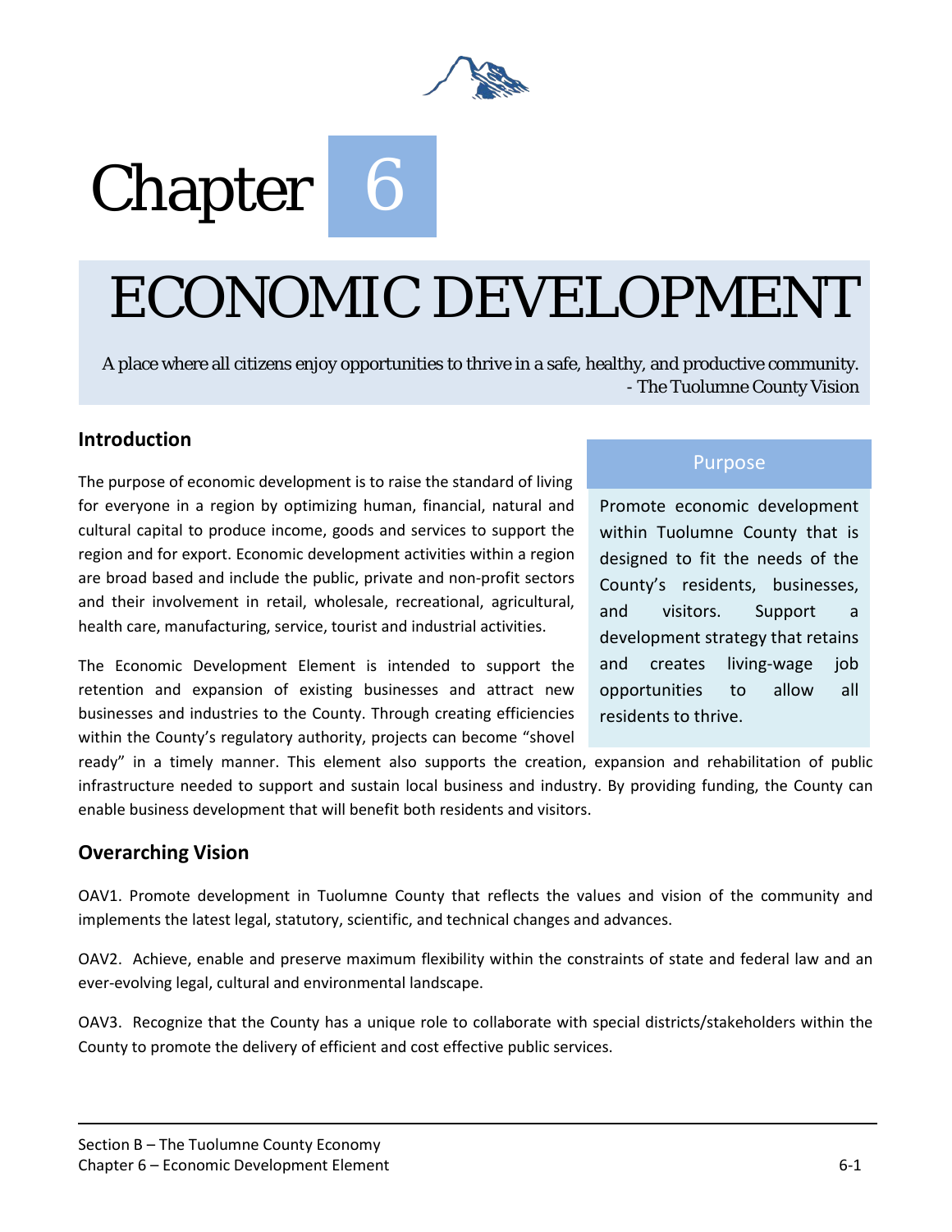# Chapter 6

# ECONOMIC DEVELOPMENT

A place where all citizens enjoy opportunities to thrive in a safe, healthy, and productive community.
- The Tuolumne County Vision

## Introduction

The purpose of economic development is to raise the standard of living for everyone in a region by optimizing human, financial, natural and cultural capital to produce income, goods and services to support the region and for export. Economic development activities within a region are broad based and include the public, private and non-profit sectors and their involvement in retail, wholesale, recreational, agricultural, health care, manufacturing, service, tourist and industrial activities.

The Economic Development Element is intended to support the retention and expansion of existing businesses and attract new businesses and industries to the County. Through creating efficiencies within the County's regulatory authority, projects can become "shovel ready" in a timely manner. This element also supports the creation, expansion and rehabilitation of public infrastructure needed to support and sustain local business and industry. By providing funding, the County can enable business development that will benefit both residents and visitors.

> **Purpose**
>
> Promote economic development within Tuolumne County that is designed to fit the needs of the County's residents, businesses, and visitors. Support a development strategy that retains and creates living-wage job opportunities to allow all residents to thrive.

## Overarching Vision

OAV1. Promote development in Tuolumne County that reflects the values and vision of the community and implements the latest legal, statutory, scientific, and technical changes and advances.

OAV2. Achieve, enable and preserve maximum flexibility within the constraints of state and federal law and an ever-evolving legal, cultural and environmental landscape.

OAV3. Recognize that the County has a unique role to collaborate with special districts/stakeholders within the County to promote the delivery of efficient and cost effective public services.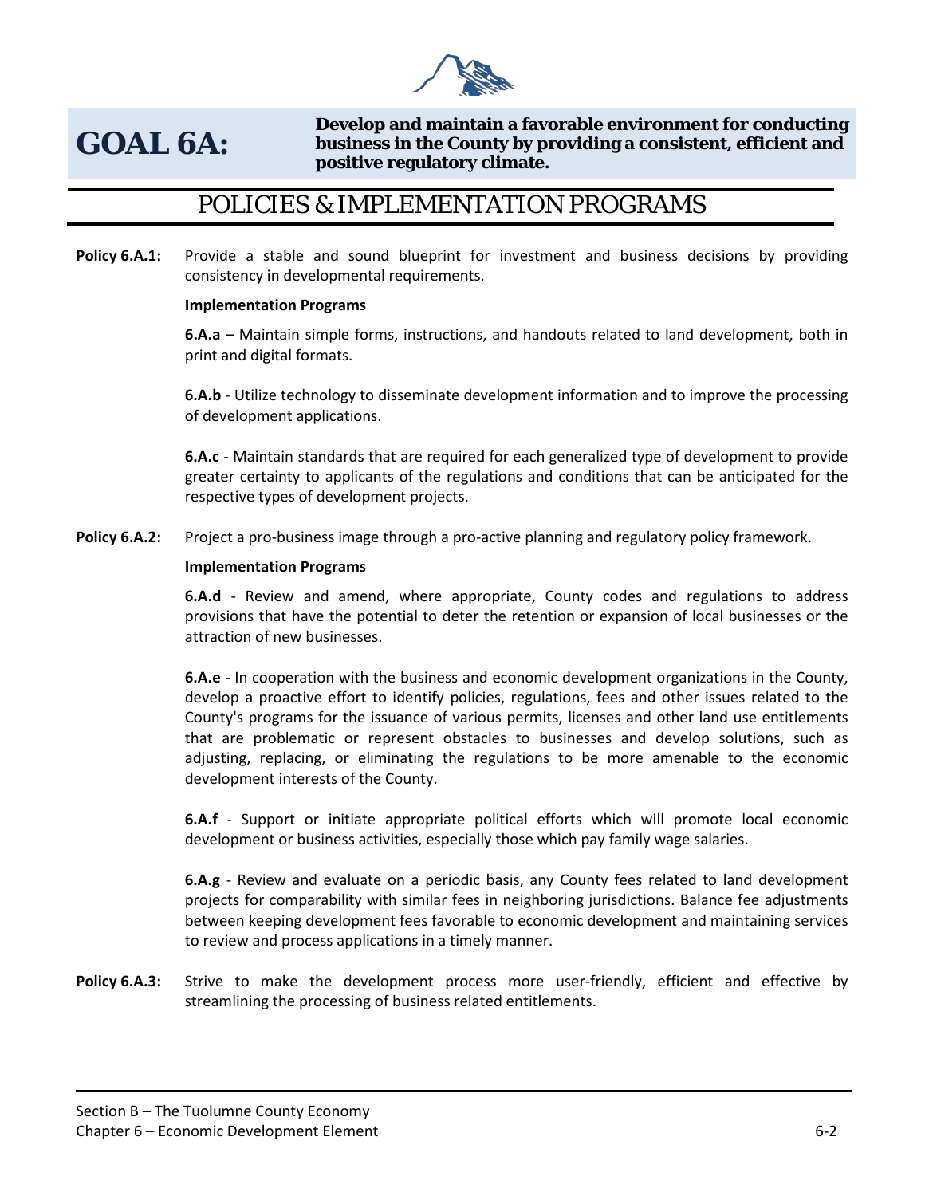# GOAL 6A:

**Develop and maintain a favorable environment for conducting business in the County by providing a consistent, efficient and positive regulatory climate.**

## POLICIES & IMPLEMENTATION PROGRAMS

**Policy 6.A.1:** Provide a stable and sound blueprint for investment and business decisions by providing consistency in developmental requirements.

**Implementation Programs**

**6.A.a** – Maintain simple forms, instructions, and handouts related to land development, both in print and digital formats.

**6.A.b** - Utilize technology to disseminate development information and to improve the processing of development applications.

**6.A.c** - Maintain standards that are required for each generalized type of development to provide greater certainty to applicants of the regulations and conditions that can be anticipated for the respective types of development projects.

**Policy 6.A.2:** Project a pro-business image through a pro-active planning and regulatory policy framework.

**Implementation Programs**

**6.A.d** - Review and amend, where appropriate, County codes and regulations to address provisions that have the potential to deter the retention or expansion of local businesses or the attraction of new businesses.

**6.A.e** - In cooperation with the business and economic development organizations in the County, develop a proactive effort to identify policies, regulations, fees and other issues related to the County's programs for the issuance of various permits, licenses and other land use entitlements that are problematic or represent obstacles to businesses and develop solutions, such as adjusting, replacing, or eliminating the regulations to be more amenable to the economic development interests of the County.

**6.A.f** - Support or initiate appropriate political efforts which will promote local economic development or business activities, especially those which pay family wage salaries.

**6.A.g** - Review and evaluate on a periodic basis, any County fees related to land development projects for comparability with similar fees in neighboring jurisdictions. Balance fee adjustments between keeping development fees favorable to economic development and maintaining services to review and process applications in a timely manner.

**Policy 6.A.3:** Strive to make the development process more user-friendly, efficient and effective by streamlining the processing of business related entitlements.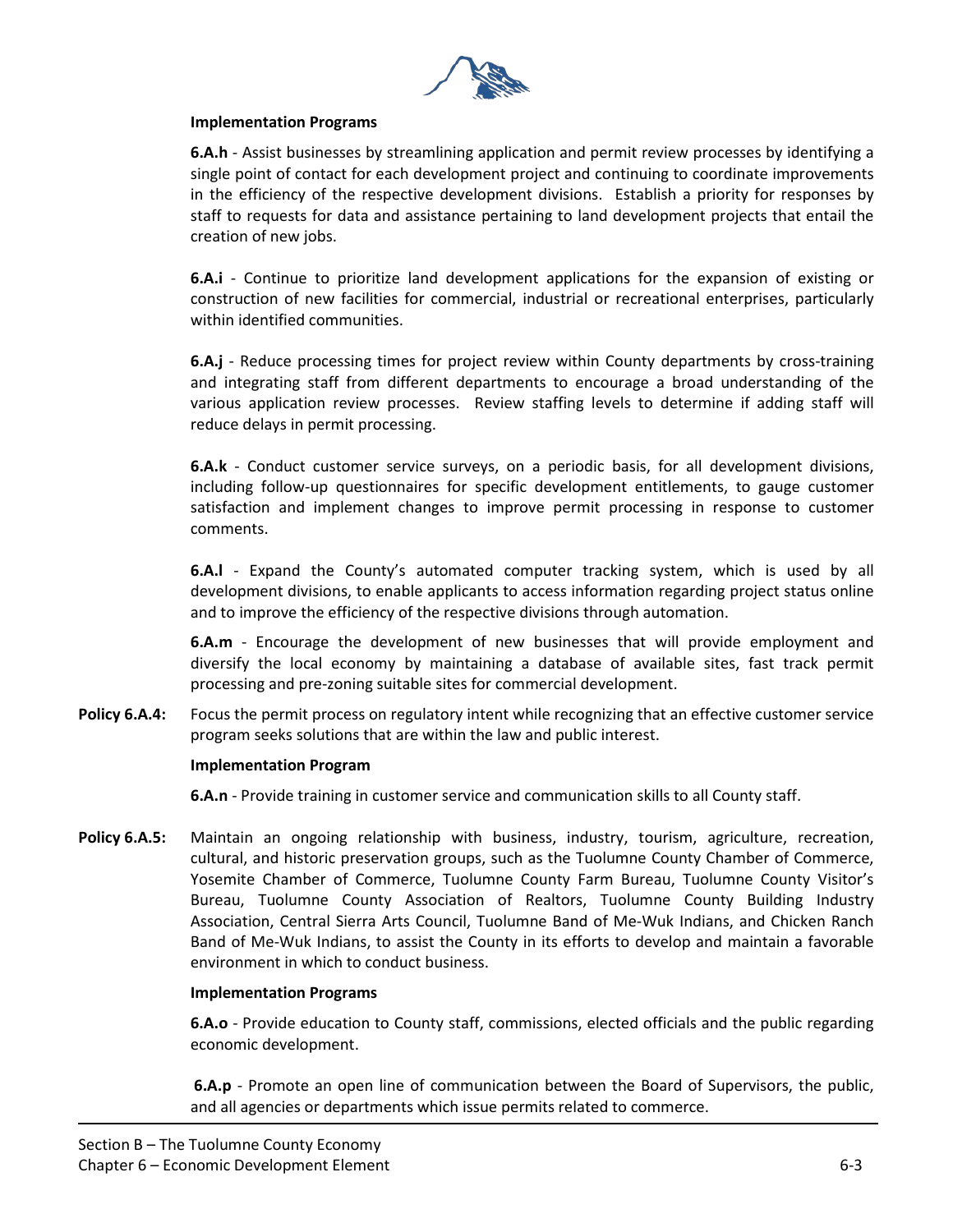**Implementation Programs**

**6.A.h** - Assist businesses by streamlining application and permit review processes by identifying a single point of contact for each development project and continuing to coordinate improvements in the efficiency of the respective development divisions. Establish a priority for responses by staff to requests for data and assistance pertaining to land development projects that entail the creation of new jobs.

**6.A.i** - Continue to prioritize land development applications for the expansion of existing or construction of new facilities for commercial, industrial or recreational enterprises, particularly within identified communities.

**6.A.j** - Reduce processing times for project review within County departments by cross-training and integrating staff from different departments to encourage a broad understanding of the various application review processes. Review staffing levels to determine if adding staff will reduce delays in permit processing.

**6.A.k** - Conduct customer service surveys, on a periodic basis, for all development divisions, including follow-up questionnaires for specific development entitlements, to gauge customer satisfaction and implement changes to improve permit processing in response to customer comments.

**6.A.l** - Expand the County's automated computer tracking system, which is used by all development divisions, to enable applicants to access information regarding project status online and to improve the efficiency of the respective divisions through automation.

**6.A.m** - Encourage the development of new businesses that will provide employment and diversify the local economy by maintaining a database of available sites, fast track permit processing and pre-zoning suitable sites for commercial development.

**Policy 6.A.4:** Focus the permit process on regulatory intent while recognizing that an effective customer service program seeks solutions that are within the law and public interest.

**Implementation Program**

**6.A.n** - Provide training in customer service and communication skills to all County staff.

**Policy 6.A.5:** Maintain an ongoing relationship with business, industry, tourism, agriculture, recreation, cultural, and historic preservation groups, such as the Tuolumne County Chamber of Commerce, Yosemite Chamber of Commerce, Tuolumne County Farm Bureau, Tuolumne County Visitor's Bureau, Tuolumne County Association of Realtors, Tuolumne County Building Industry Association, Central Sierra Arts Council, Tuolumne Band of Me-Wuk Indians, and Chicken Ranch Band of Me-Wuk Indians, to assist the County in its efforts to develop and maintain a favorable environment in which to conduct business.

**Implementation Programs**

**6.A.o** - Provide education to County staff, commissions, elected officials and the public regarding economic development.

**6.A.p** - Promote an open line of communication between the Board of Supervisors, the public, and all agencies or departments which issue permits related to commerce.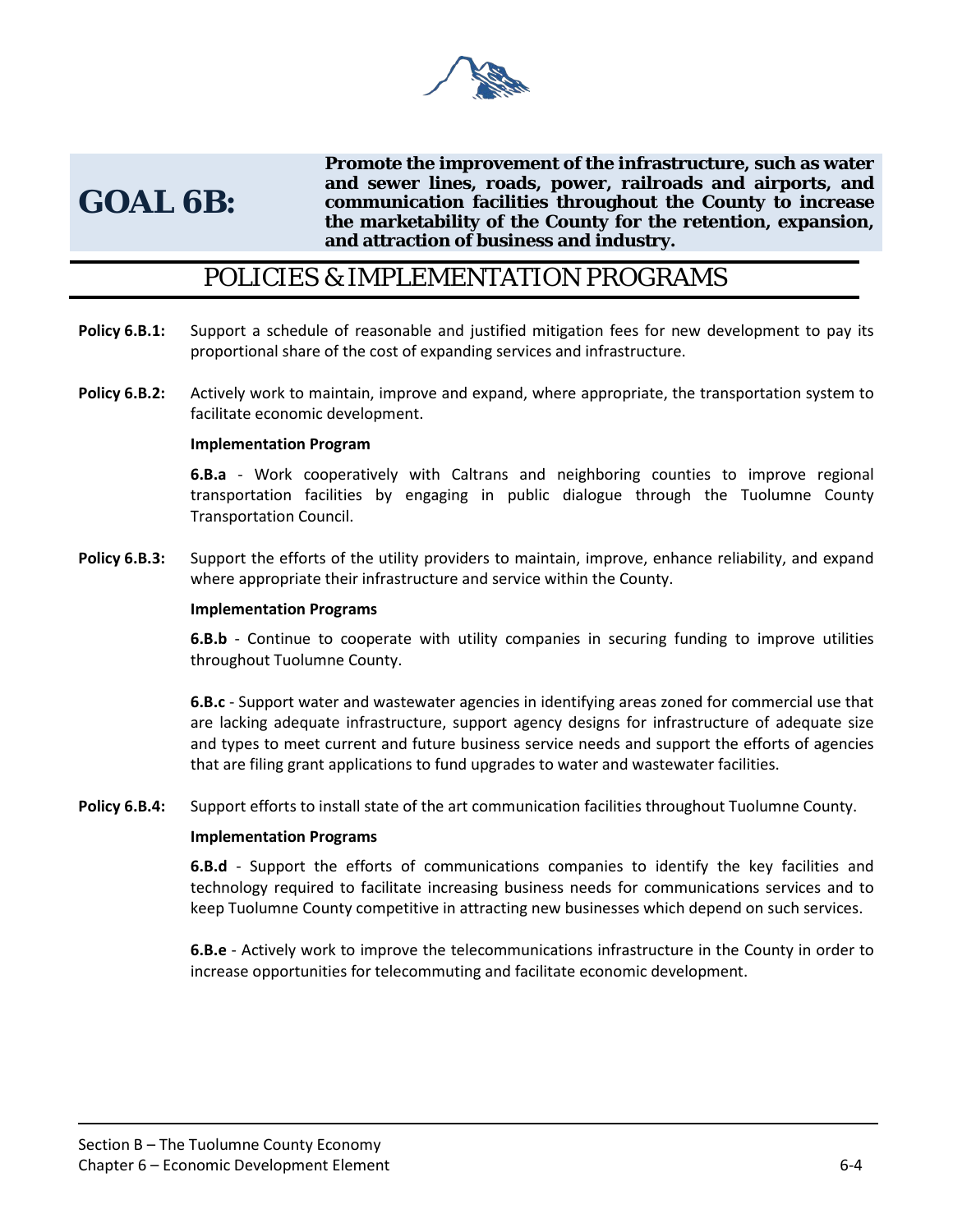## GOAL 6B:

**Promote the improvement of the infrastructure, such as water and sewer lines, roads, power, railroads and airports, and communication facilities throughout the County to increase the marketability of the County for the retention, expansion, and attraction of business and industry.**

## POLICIES & IMPLEMENTATION PROGRAMS

**Policy 6.B.1:** Support a schedule of reasonable and justified mitigation fees for new development to pay its proportional share of the cost of expanding services and infrastructure.

**Policy 6.B.2:** Actively work to maintain, improve and expand, where appropriate, the transportation system to facilitate economic development.

**Implementation Program**

**6.B.a** - Work cooperatively with Caltrans and neighboring counties to improve regional transportation facilities by engaging in public dialogue through the Tuolumne County Transportation Council.

**Policy 6.B.3:** Support the efforts of the utility providers to maintain, improve, enhance reliability, and expand where appropriate their infrastructure and service within the County.

**Implementation Programs**

**6.B.b** - Continue to cooperate with utility companies in securing funding to improve utilities throughout Tuolumne County.

**6.B.c** - Support water and wastewater agencies in identifying areas zoned for commercial use that are lacking adequate infrastructure, support agency designs for infrastructure of adequate size and types to meet current and future business service needs and support the efforts of agencies that are filing grant applications to fund upgrades to water and wastewater facilities.

**Policy 6.B.4:** Support efforts to install state of the art communication facilities throughout Tuolumne County.

**Implementation Programs**

**6.B.d** - Support the efforts of communications companies to identify the key facilities and technology required to facilitate increasing business needs for communications services and to keep Tuolumne County competitive in attracting new businesses which depend on such services.

**6.B.e** - Actively work to improve the telecommunications infrastructure in the County in order to increase opportunities for telecommuting and facilitate economic development.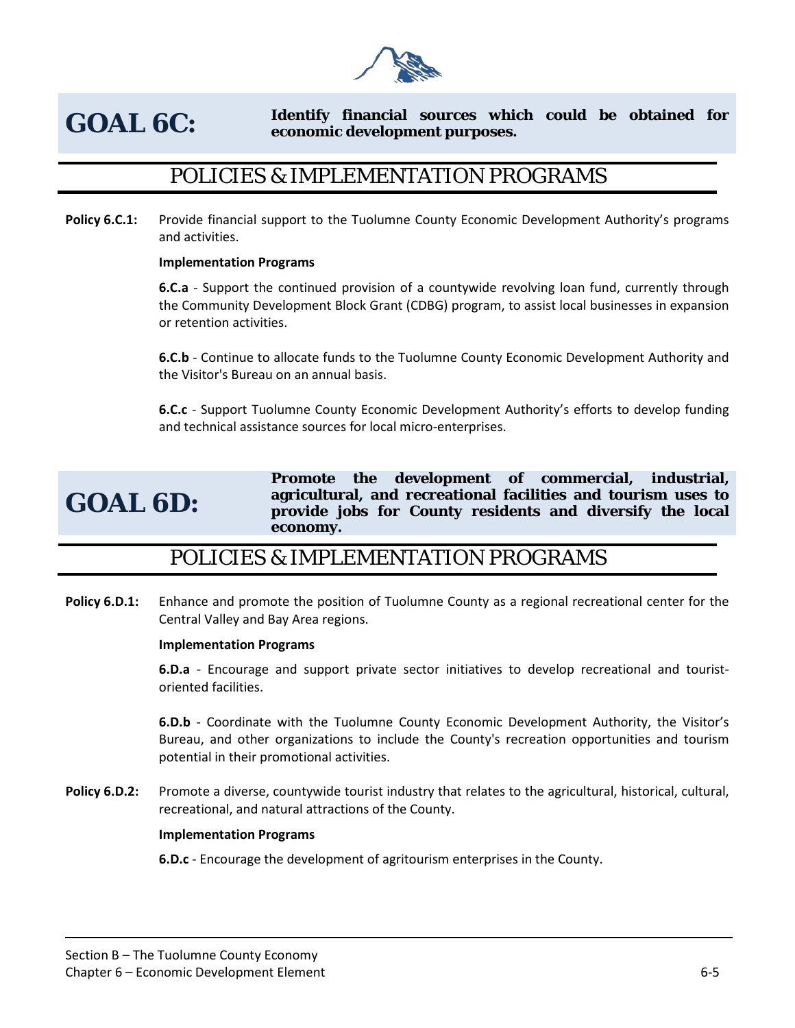## GOAL 6C: Identify financial sources which could be obtained for economic development purposes.

### POLICIES & IMPLEMENTATION PROGRAMS

**Policy 6.C.1:** Provide financial support to the Tuolumne County Economic Development Authority's programs and activities.

**Implementation Programs**

**6.C.a** - Support the continued provision of a countywide revolving loan fund, currently through the Community Development Block Grant (CDBG) program, to assist local businesses in expansion or retention activities.

**6.C.b** - Continue to allocate funds to the Tuolumne County Economic Development Authority and the Visitor's Bureau on an annual basis.

**6.C.c** - Support Tuolumne County Economic Development Authority's efforts to develop funding and technical assistance sources for local micro-enterprises.

## GOAL 6D: Promote the development of commercial, industrial, agricultural, and recreational facilities and tourism uses to provide jobs for County residents and diversify the local economy.

### POLICIES & IMPLEMENTATION PROGRAMS

**Policy 6.D.1:** Enhance and promote the position of Tuolumne County as a regional recreational center for the Central Valley and Bay Area regions.

**Implementation Programs**

**6.D.a** - Encourage and support private sector initiatives to develop recreational and tourist-oriented facilities.

**6.D.b** - Coordinate with the Tuolumne County Economic Development Authority, the Visitor's Bureau, and other organizations to include the County's recreation opportunities and tourism potential in their promotional activities.

**Policy 6.D.2:** Promote a diverse, countywide tourist industry that relates to the agricultural, historical, cultural, recreational, and natural attractions of the County.

**Implementation Programs**

**6.D.c** - Encourage the development of agritourism enterprises in the County.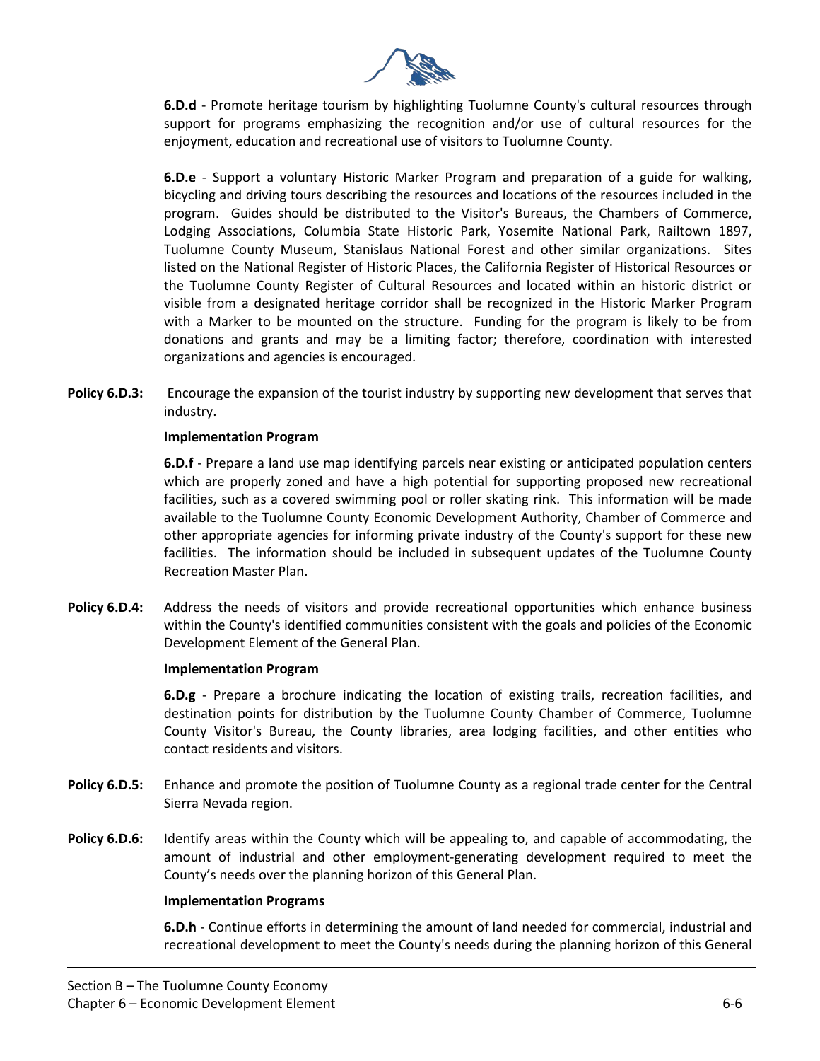**6.D.d** - Promote heritage tourism by highlighting Tuolumne County's cultural resources through support for programs emphasizing the recognition and/or use of cultural resources for the enjoyment, education and recreational use of visitors to Tuolumne County.

**6.D.e** - Support a voluntary Historic Marker Program and preparation of a guide for walking, bicycling and driving tours describing the resources and locations of the resources included in the program. Guides should be distributed to the Visitor's Bureaus, the Chambers of Commerce, Lodging Associations, Columbia State Historic Park, Yosemite National Park, Railtown 1897, Tuolumne County Museum, Stanislaus National Forest and other similar organizations. Sites listed on the National Register of Historic Places, the California Register of Historical Resources or the Tuolumne County Register of Cultural Resources and located within an historic district or visible from a designated heritage corridor shall be recognized in the Historic Marker Program with a Marker to be mounted on the structure. Funding for the program is likely to be from donations and grants and may be a limiting factor; therefore, coordination with interested organizations and agencies is encouraged.

**Policy 6.D.3:** Encourage the expansion of the tourist industry by supporting new development that serves that industry.

**Implementation Program**

**6.D.f** - Prepare a land use map identifying parcels near existing or anticipated population centers which are properly zoned and have a high potential for supporting proposed new recreational facilities, such as a covered swimming pool or roller skating rink. This information will be made available to the Tuolumne County Economic Development Authority, Chamber of Commerce and other appropriate agencies for informing private industry of the County's support for these new facilities. The information should be included in subsequent updates of the Tuolumne County Recreation Master Plan.

**Policy 6.D.4:** Address the needs of visitors and provide recreational opportunities which enhance business within the County's identified communities consistent with the goals and policies of the Economic Development Element of the General Plan.

**Implementation Program**

**6.D.g** - Prepare a brochure indicating the location of existing trails, recreation facilities, and destination points for distribution by the Tuolumne County Chamber of Commerce, Tuolumne County Visitor's Bureau, the County libraries, area lodging facilities, and other entities who contact residents and visitors.

**Policy 6.D.5:** Enhance and promote the position of Tuolumne County as a regional trade center for the Central Sierra Nevada region.

**Policy 6.D.6:** Identify areas within the County which will be appealing to, and capable of accommodating, the amount of industrial and other employment-generating development required to meet the County's needs over the planning horizon of this General Plan.

**Implementation Programs**

**6.D.h** - Continue efforts in determining the amount of land needed for commercial, industrial and recreational development to meet the County's needs during the planning horizon of this General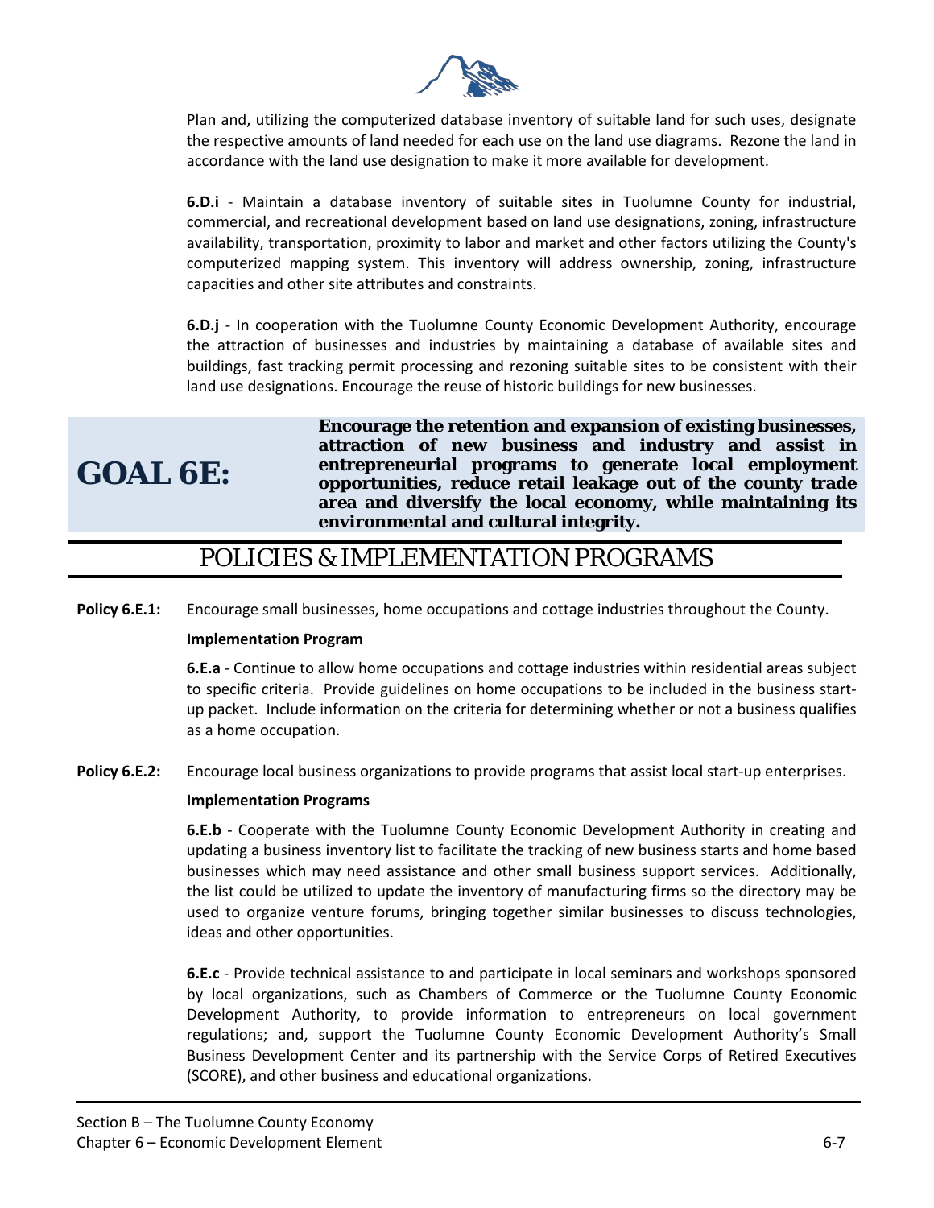Plan and, utilizing the computerized database inventory of suitable land for such uses, designate the respective amounts of land needed for each use on the land use diagrams. Rezone the land in accordance with the land use designation to make it more available for development.

**6.D.i** - Maintain a database inventory of suitable sites in Tuolumne County for industrial, commercial, and recreational development based on land use designations, zoning, infrastructure availability, transportation, proximity to labor and market and other factors utilizing the County's computerized mapping system. This inventory will address ownership, zoning, infrastructure capacities and other site attributes and constraints.

**6.D.j** - In cooperation with the Tuolumne County Economic Development Authority, encourage the attraction of businesses and industries by maintaining a database of available sites and buildings, fast tracking permit processing and rezoning suitable sites to be consistent with their land use designations. Encourage the reuse of historic buildings for new businesses.

## GOAL 6E:

**Encourage the retention and expansion of existing businesses, attraction of new business and industry and assist in entrepreneurial programs to generate local employment opportunities, reduce retail leakage out of the county trade area and diversify the local economy, while maintaining its environmental and cultural integrity.**

## POLICIES & IMPLEMENTATION PROGRAMS

**Policy 6.E.1:** Encourage small businesses, home occupations and cottage industries throughout the County.

**Implementation Program**

**6.E.a** - Continue to allow home occupations and cottage industries within residential areas subject to specific criteria. Provide guidelines on home occupations to be included in the business start-up packet. Include information on the criteria for determining whether or not a business qualifies as a home occupation.

**Policy 6.E.2:** Encourage local business organizations to provide programs that assist local start-up enterprises.

**Implementation Programs**

**6.E.b** - Cooperate with the Tuolumne County Economic Development Authority in creating and updating a business inventory list to facilitate the tracking of new business starts and home based businesses which may need assistance and other small business support services. Additionally, the list could be utilized to update the inventory of manufacturing firms so the directory may be used to organize venture forums, bringing together similar businesses to discuss technologies, ideas and other opportunities.

**6.E.c** - Provide technical assistance to and participate in local seminars and workshops sponsored by local organizations, such as Chambers of Commerce or the Tuolumne County Economic Development Authority, to provide information to entrepreneurs on local government regulations; and, support the Tuolumne County Economic Development Authority's Small Business Development Center and its partnership with the Service Corps of Retired Executives (SCORE), and other business and educational organizations.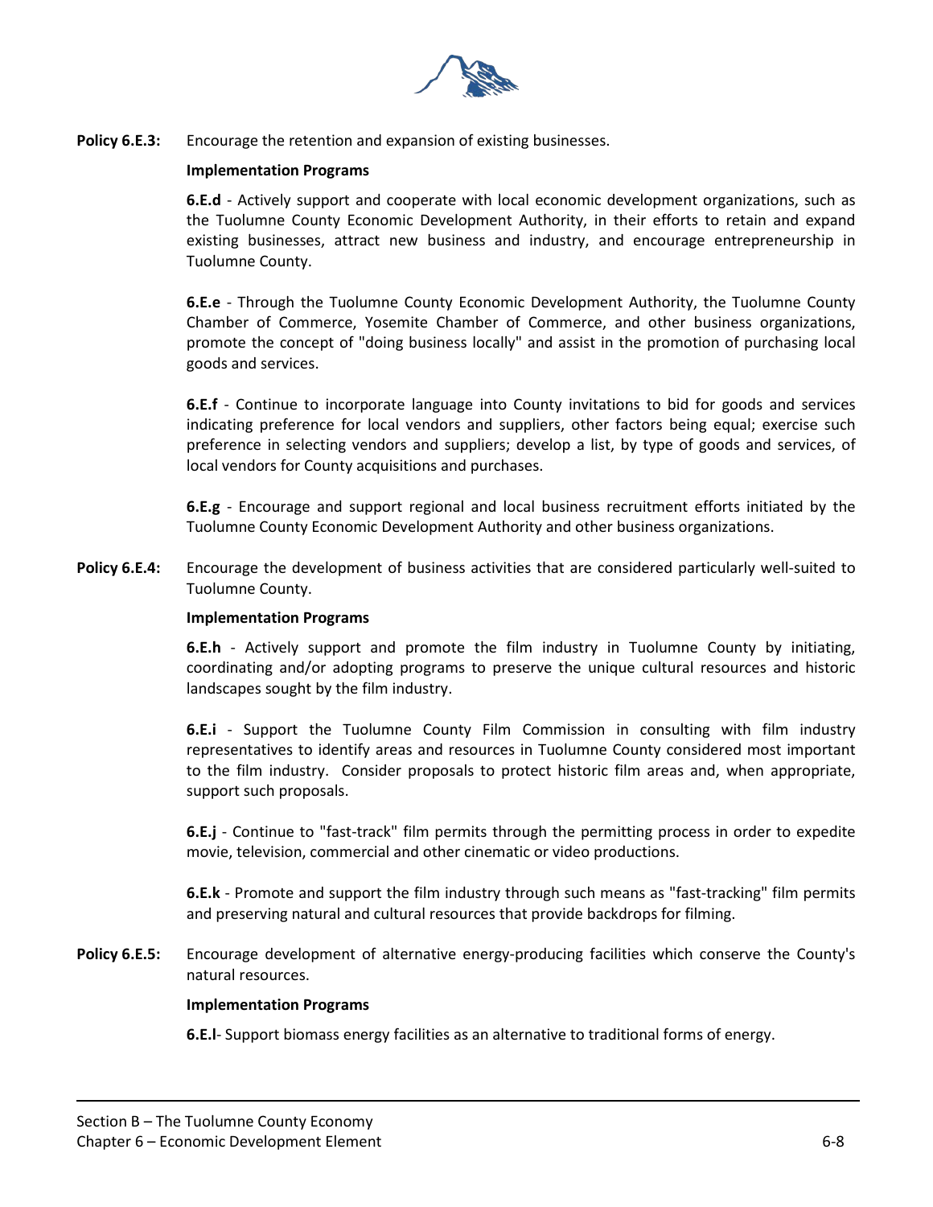**Policy 6.E.3:** Encourage the retention and expansion of existing businesses.

**Implementation Programs**

**6.E.d** - Actively support and cooperate with local economic development organizations, such as the Tuolumne County Economic Development Authority, in their efforts to retain and expand existing businesses, attract new business and industry, and encourage entrepreneurship in Tuolumne County.

**6.E.e** - Through the Tuolumne County Economic Development Authority, the Tuolumne County Chamber of Commerce, Yosemite Chamber of Commerce, and other business organizations, promote the concept of "doing business locally" and assist in the promotion of purchasing local goods and services.

**6.E.f** - Continue to incorporate language into County invitations to bid for goods and services indicating preference for local vendors and suppliers, other factors being equal; exercise such preference in selecting vendors and suppliers; develop a list, by type of goods and services, of local vendors for County acquisitions and purchases.

**6.E.g** - Encourage and support regional and local business recruitment efforts initiated by the Tuolumne County Economic Development Authority and other business organizations.

**Policy 6.E.4:** Encourage the development of business activities that are considered particularly well-suited to Tuolumne County.

**Implementation Programs**

**6.E.h** - Actively support and promote the film industry in Tuolumne County by initiating, coordinating and/or adopting programs to preserve the unique cultural resources and historic landscapes sought by the film industry.

**6.E.i** - Support the Tuolumne County Film Commission in consulting with film industry representatives to identify areas and resources in Tuolumne County considered most important to the film industry. Consider proposals to protect historic film areas and, when appropriate, support such proposals.

**6.E.j** - Continue to "fast-track" film permits through the permitting process in order to expedite movie, television, commercial and other cinematic or video productions.

**6.E.k** - Promote and support the film industry through such means as "fast-tracking" film permits and preserving natural and cultural resources that provide backdrops for filming.

**Policy 6.E.5:** Encourage development of alternative energy-producing facilities which conserve the County's natural resources.

**Implementation Programs**

**6.E.l**- Support biomass energy facilities as an alternative to traditional forms of energy.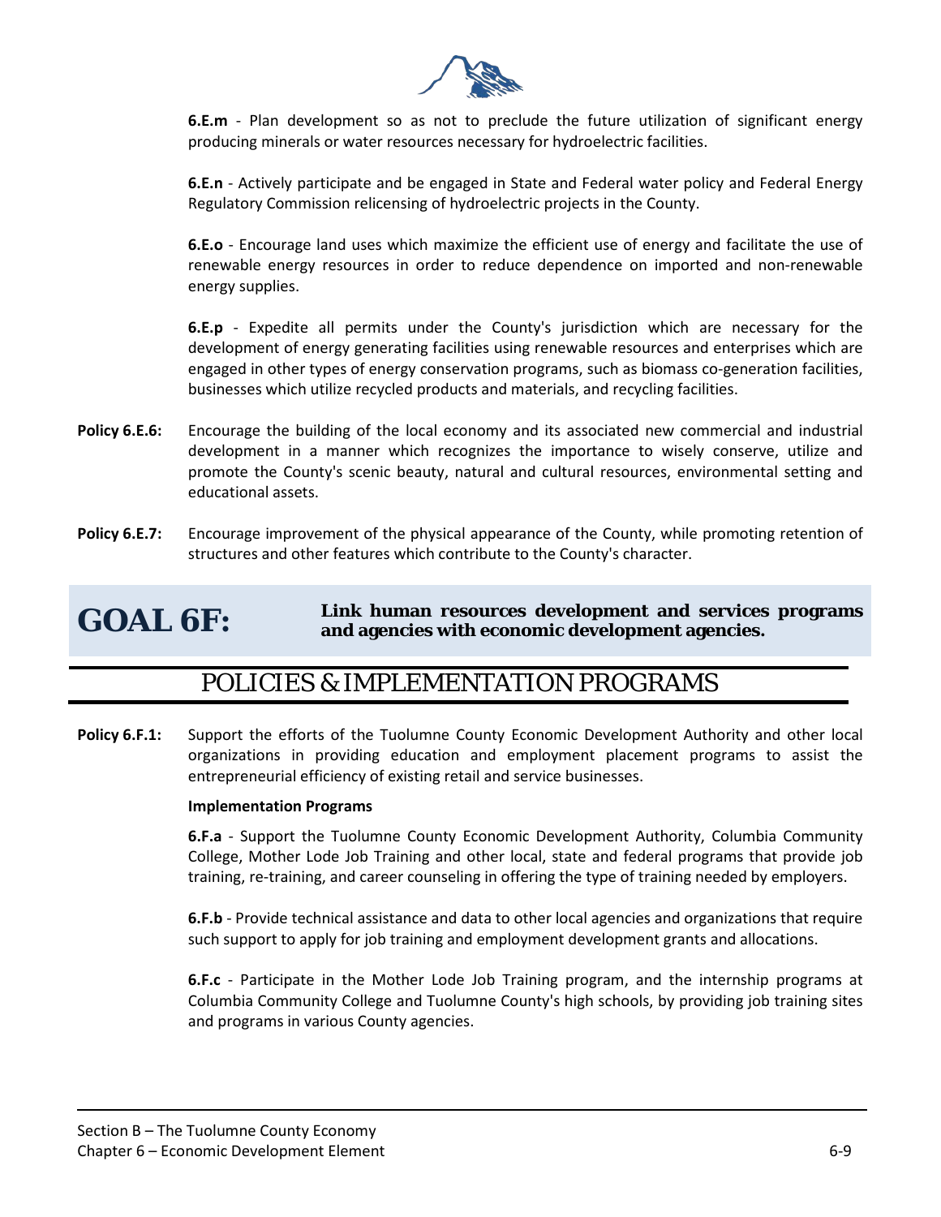**6.E.m** - Plan development so as not to preclude the future utilization of significant energy producing minerals or water resources necessary for hydroelectric facilities.

**6.E.n** - Actively participate and be engaged in State and Federal water policy and Federal Energy Regulatory Commission relicensing of hydroelectric projects in the County.

**6.E.o** - Encourage land uses which maximize the efficient use of energy and facilitate the use of renewable energy resources in order to reduce dependence on imported and non-renewable energy supplies.

**6.E.p** - Expedite all permits under the County's jurisdiction which are necessary for the development of energy generating facilities using renewable resources and enterprises which are engaged in other types of energy conservation programs, such as biomass co-generation facilities, businesses which utilize recycled products and materials, and recycling facilities.

**Policy 6.E.6:** Encourage the building of the local economy and its associated new commercial and industrial development in a manner which recognizes the importance to wisely conserve, utilize and promote the County's scenic beauty, natural and cultural resources, environmental setting and educational assets.

**Policy 6.E.7:** Encourage improvement of the physical appearance of the County, while promoting retention of structures and other features which contribute to the County's character.

## GOAL 6F: Link human resources development and services programs and agencies with economic development agencies.

## POLICIES & IMPLEMENTATION PROGRAMS

**Policy 6.F.1:** Support the efforts of the Tuolumne County Economic Development Authority and other local organizations in providing education and employment placement programs to assist the entrepreneurial efficiency of existing retail and service businesses.

**Implementation Programs**

**6.F.a** - Support the Tuolumne County Economic Development Authority, Columbia Community College, Mother Lode Job Training and other local, state and federal programs that provide job training, re-training, and career counseling in offering the type of training needed by employers.

**6.F.b** - Provide technical assistance and data to other local agencies and organizations that require such support to apply for job training and employment development grants and allocations.

**6.F.c** - Participate in the Mother Lode Job Training program, and the internship programs at Columbia Community College and Tuolumne County's high schools, by providing job training sites and programs in various County agencies.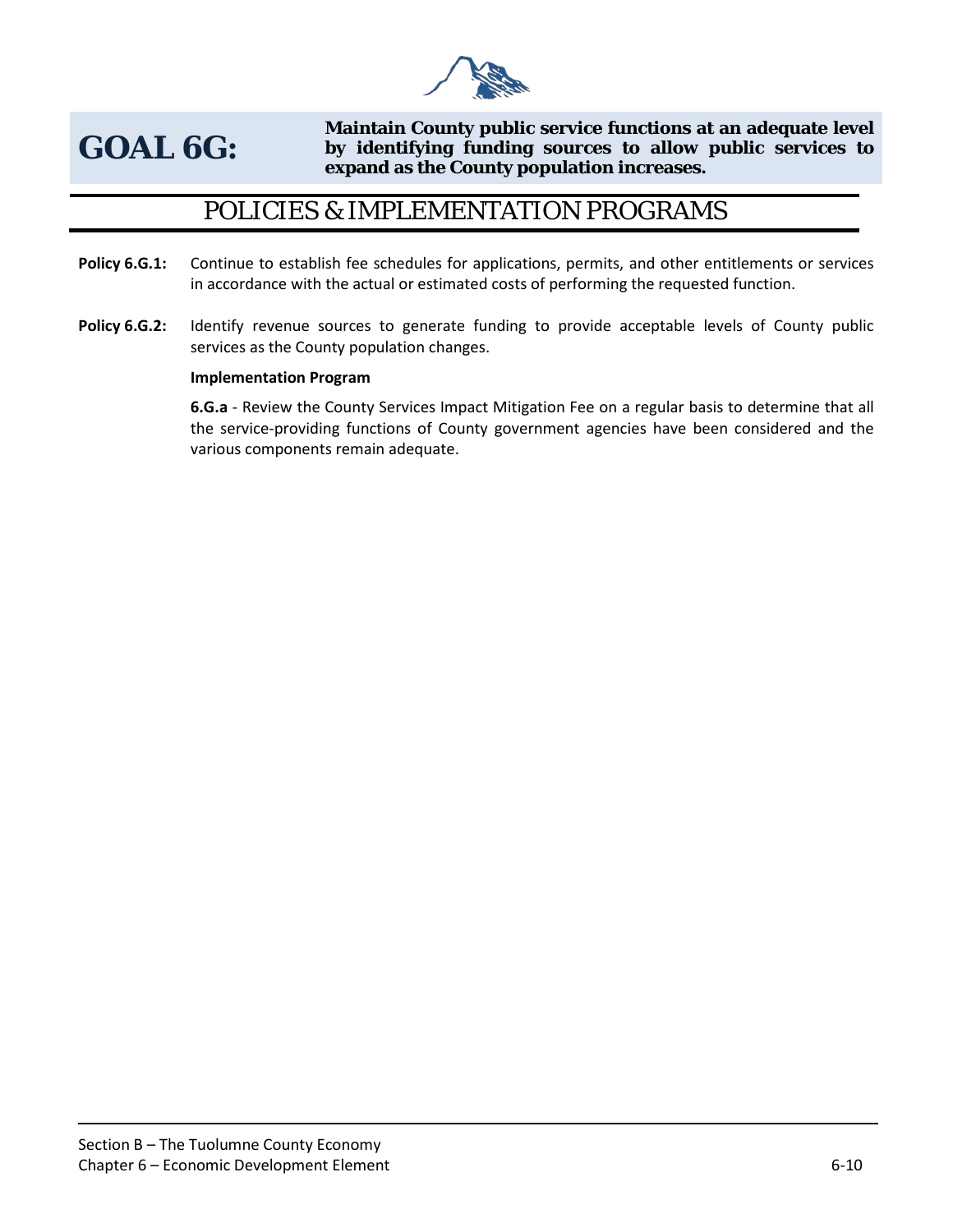## GOAL 6G:

**Maintain County public service functions at an adequate level by identifying funding sources to allow public services to expand as the County population increases.**

## POLICIES & IMPLEMENTATION PROGRAMS

**Policy 6.G.1:** Continue to establish fee schedules for applications, permits, and other entitlements or services in accordance with the actual or estimated costs of performing the requested function.

**Policy 6.G.2:** Identify revenue sources to generate funding to provide acceptable levels of County public services as the County population changes.

**Implementation Program**

**6.G.a** - Review the County Services Impact Mitigation Fee on a regular basis to determine that all the service-providing functions of County government agencies have been considered and the various components remain adequate.